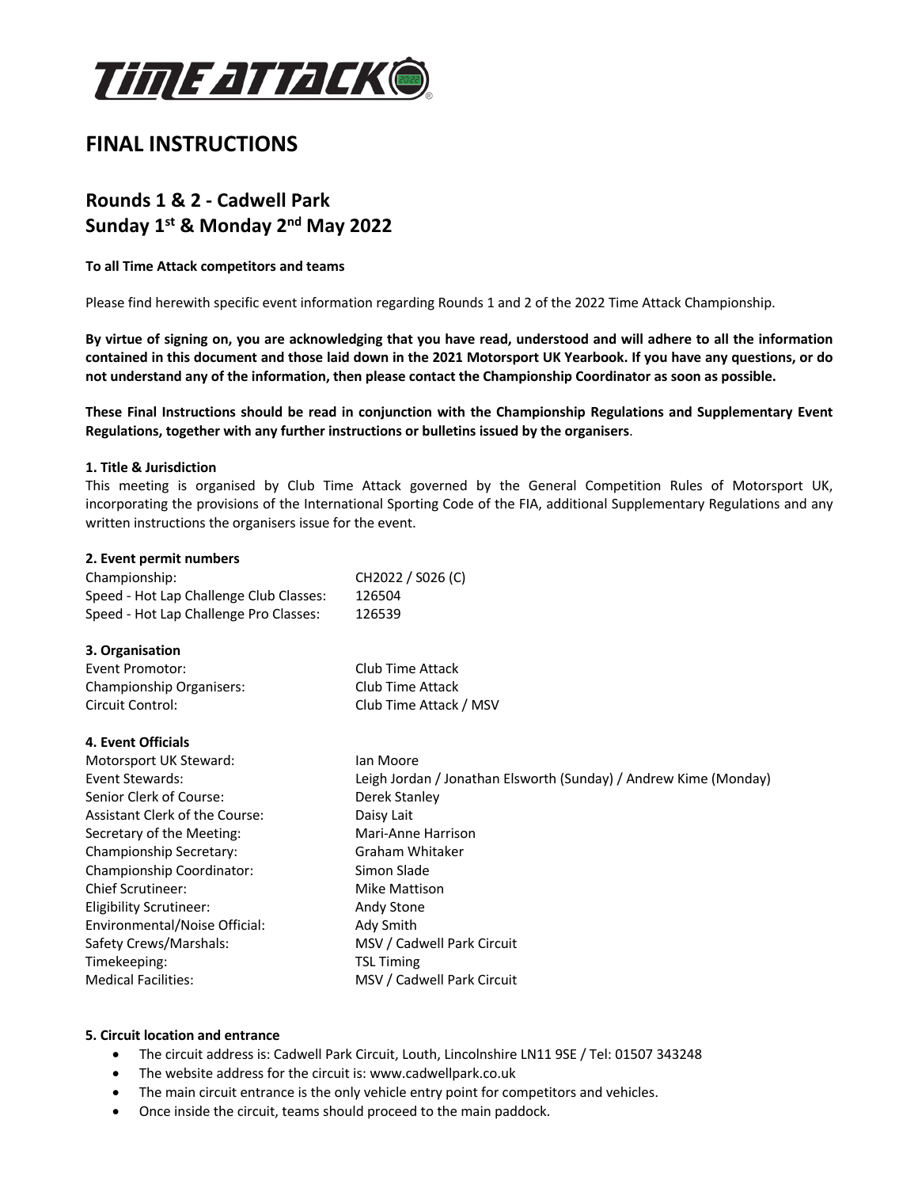# FINAL INSTRUCTIONS

## Rounds 1 & 2 - Cadwell Park
## Sunday 1st & Monday 2nd May 2022

**To all Time Attack competitors and teams**

Please find herewith specific event information regarding Rounds 1 and 2 of the 2022 Time Attack Championship.

**By virtue of signing on, you are acknowledging that you have read, understood and will adhere to all the information contained in this document and those laid down in the 2021 Motorsport UK Yearbook. If you have any questions, or do not understand any of the information, then please contact the Championship Coordinator as soon as possible.**

**These Final Instructions should be read in conjunction with the Championship Regulations and Supplementary Event Regulations, together with any further instructions or bulletins issued by the organisers**.

**1. Title & Jurisdiction**

This meeting is organised by Club Time Attack governed by the General Competition Rules of Motorsport UK, incorporating the provisions of the International Sporting Code of the FIA, additional Supplementary Regulations and any written instructions the organisers issue for the event.

**2. Event permit numbers**

| | |
|---|---|
| Championship: | CH2022 / S026 (C) |
| Speed - Hot Lap Challenge Club Classes: | 126504 |
| Speed - Hot Lap Challenge Pro Classes: | 126539 |

**3. Organisation**

| | |
|---|---|
| Event Promotor: | Club Time Attack |
| Championship Organisers: | Club Time Attack |
| Circuit Control: | Club Time Attack / MSV |

**4. Event Officials**

| | |
|---|---|
| Motorsport UK Steward: | Ian Moore |
| Event Stewards: | Leigh Jordan / Jonathan Elsworth (Sunday) / Andrew Kime (Monday) |
| Senior Clerk of Course: | Derek Stanley |
| Assistant Clerk of the Course: | Daisy Lait |
| Secretary of the Meeting: | Mari-Anne Harrison |
| Championship Secretary: | Graham Whitaker |
| Championship Coordinator: | Simon Slade |
| Chief Scrutineer: | Mike Mattison |
| Eligibility Scrutineer: | Andy Stone |
| Environmental/Noise Official: | Ady Smith |
| Safety Crews/Marshals: | MSV / Cadwell Park Circuit |
| Timekeeping: | TSL Timing |
| Medical Facilities: | MSV / Cadwell Park Circuit |

**5. Circuit location and entrance**

- The circuit address is: Cadwell Park Circuit, Louth, Lincolnshire LN11 9SE / Tel: 01507 343248
- The website address for the circuit is: www.cadwellpark.co.uk
- The main circuit entrance is the only vehicle entry point for competitors and vehicles.
- Once inside the circuit, teams should proceed to the main paddock.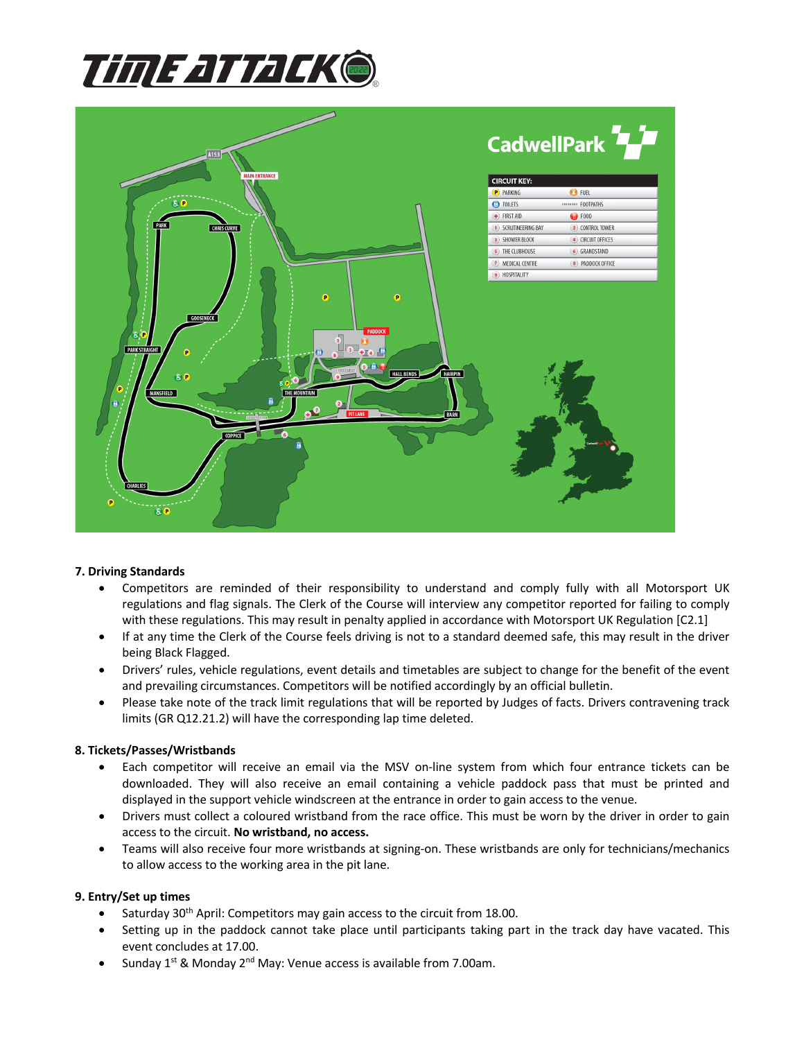## 7. Driving Standards

- Competitors are reminded of their responsibility to understand and comply fully with all Motorsport UK regulations and flag signals. The Clerk of the Course will interview any competitor reported for failing to comply with these regulations. This may result in penalty applied in accordance with Motorsport UK Regulation [C2.1]
- If at any time the Clerk of the Course feels driving is not to a standard deemed safe, this may result in the driver being Black Flagged.
- Drivers' rules, vehicle regulations, event details and timetables are subject to change for the benefit of the event and prevailing circumstances. Competitors will be notified accordingly by an official bulletin.
- Please take note of the track limit regulations that will be reported by Judges of facts. Drivers contravening track limits (GR Q12.21.2) will have the corresponding lap time deleted.

## 8. Tickets/Passes/Wristbands

- Each competitor will receive an email via the MSV on-line system from which four entrance tickets can be downloaded. They will also receive an email containing a vehicle paddock pass that must be printed and displayed in the support vehicle windscreen at the entrance in order to gain access to the venue.
- Drivers must collect a coloured wristband from the race office. This must be worn by the driver in order to gain access to the circuit. **No wristband, no access.**
- Teams will also receive four more wristbands at signing-on. These wristbands are only for technicians/mechanics to allow access to the working area in the pit lane.

## 9. Entry/Set up times

- Saturday 30th April: Competitors may gain access to the circuit from 18.00.
- Setting up in the paddock cannot take place until participants taking part in the track day have vacated. This event concludes at 17.00.
- Sunday 1st & Monday 2nd May: Venue access is available from 7.00am.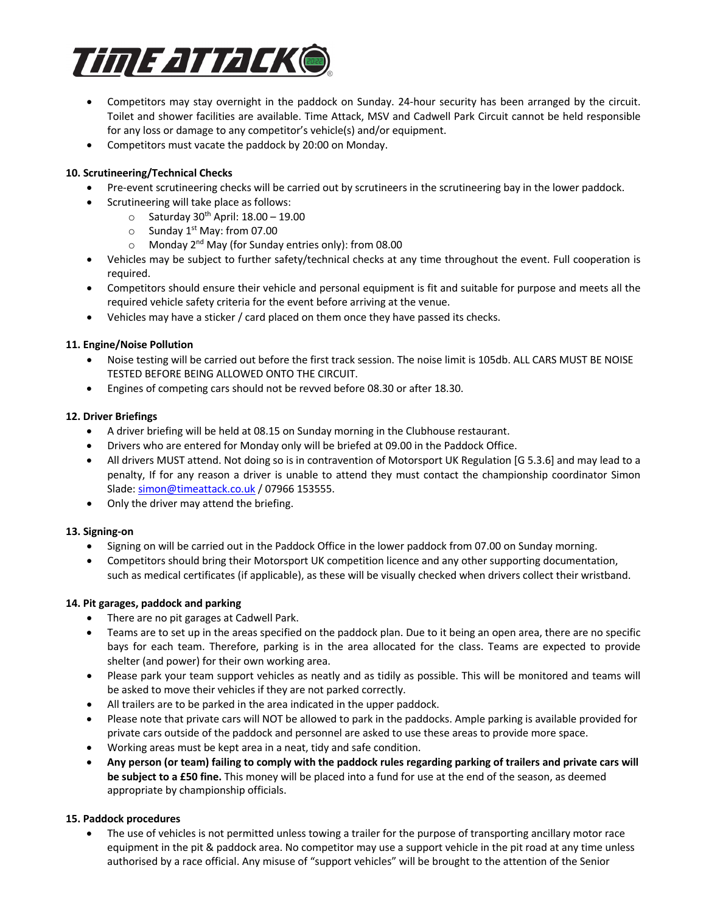- Competitors may stay overnight in the paddock on Sunday. 24-hour security has been arranged by the circuit. Toilet and shower facilities are available. Time Attack, MSV and Cadwell Park Circuit cannot be held responsible for any loss or damage to any competitor's vehicle(s) and/or equipment.
- Competitors must vacate the paddock by 20:00 on Monday.

**10. Scrutineering/Technical Checks**

- Pre-event scrutineering checks will be carried out by scrutineers in the scrutineering bay in the lower paddock.
- Scrutineering will take place as follows:
  - Saturday 30th April: 18.00 – 19.00
  - Sunday 1st May: from 07.00
  - Monday 2nd May (for Sunday entries only): from 08.00
- Vehicles may be subject to further safety/technical checks at any time throughout the event. Full cooperation is required.
- Competitors should ensure their vehicle and personal equipment is fit and suitable for purpose and meets all the required vehicle safety criteria for the event before arriving at the venue.
- Vehicles may have a sticker / card placed on them once they have passed its checks.

**11. Engine/Noise Pollution**

- Noise testing will be carried out before the first track session. The noise limit is 105db. ALL CARS MUST BE NOISE TESTED BEFORE BEING ALLOWED ONTO THE CIRCUIT.
- Engines of competing cars should not be revved before 08.30 or after 18.30.

**12. Driver Briefings**

- A driver briefing will be held at 08.15 on Sunday morning in the Clubhouse restaurant.
- Drivers who are entered for Monday only will be briefed at 09.00 in the Paddock Office.
- All drivers MUST attend. Not doing so is in contravention of Motorsport UK Regulation [G 5.3.6] and may lead to a penalty, If for any reason a driver is unable to attend they must contact the championship coordinator Simon Slade: simon@timeattack.co.uk / 07966 153555.
- Only the driver may attend the briefing.

**13. Signing-on**

- Signing on will be carried out in the Paddock Office in the lower paddock from 07.00 on Sunday morning.
- Competitors should bring their Motorsport UK competition licence and any other supporting documentation, such as medical certificates (if applicable), as these will be visually checked when drivers collect their wristband.

**14. Pit garages, paddock and parking**

- There are no pit garages at Cadwell Park.
- Teams are to set up in the areas specified on the paddock plan. Due to it being an open area, there are no specific bays for each team. Therefore, parking is in the area allocated for the class. Teams are expected to provide shelter (and power) for their own working area.
- Please park your team support vehicles as neatly and as tidily as possible. This will be monitored and teams will be asked to move their vehicles if they are not parked correctly.
- All trailers are to be parked in the area indicated in the upper paddock.
- Please note that private cars will NOT be allowed to park in the paddocks. Ample parking is available provided for private cars outside of the paddock and personnel are asked to use these areas to provide more space.
- Working areas must be kept area in a neat, tidy and safe condition.
- **Any person (or team) failing to comply with the paddock rules regarding parking of trailers and private cars will be subject to a £50 fine.** This money will be placed into a fund for use at the end of the season, as deemed appropriate by championship officials.

**15. Paddock procedures**

- The use of vehicles is not permitted unless towing a trailer for the purpose of transporting ancillary motor race equipment in the pit & paddock area. No competitor may use a support vehicle in the pit road at any time unless authorised by a race official. Any misuse of "support vehicles" will be brought to the attention of the Senior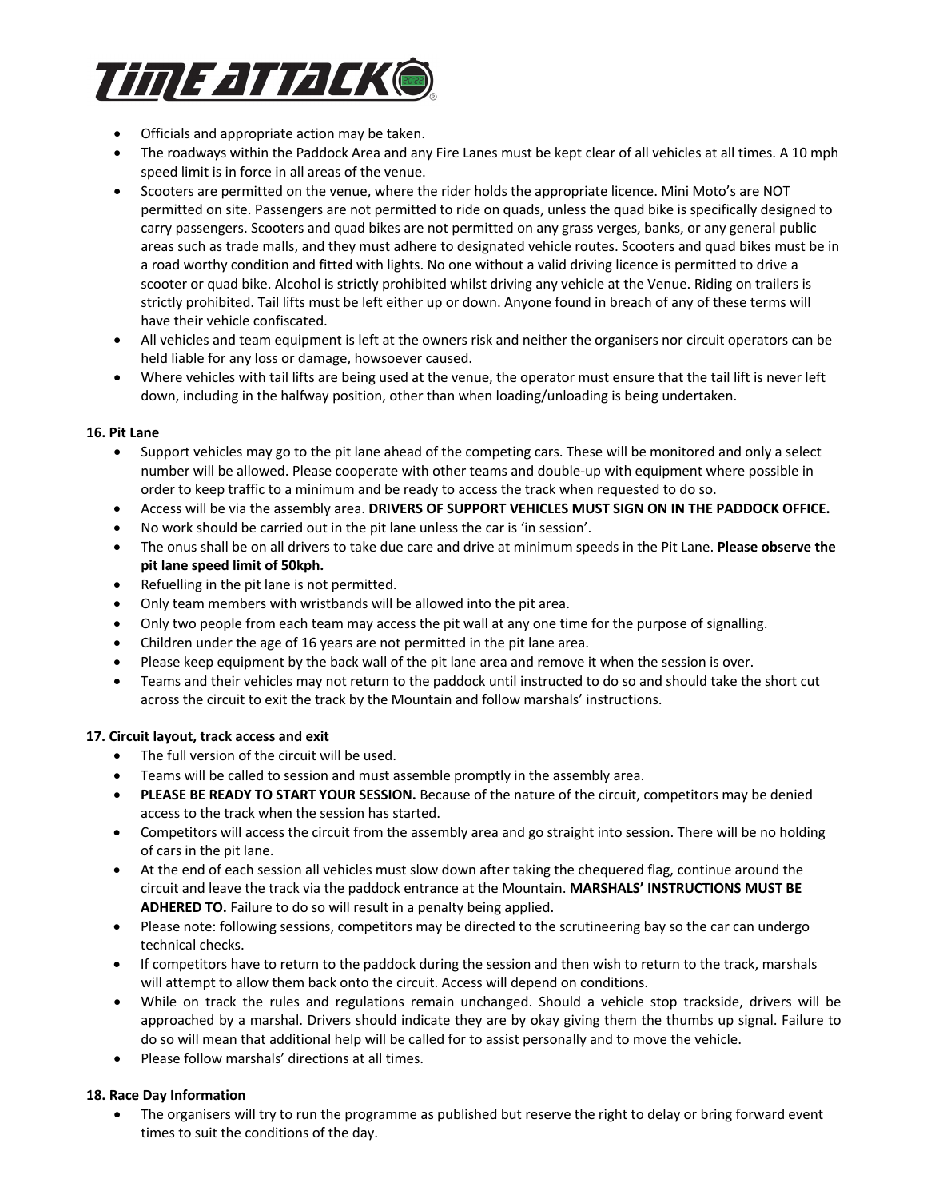- Officials and appropriate action may be taken.
- The roadways within the Paddock Area and any Fire Lanes must be kept clear of all vehicles at all times. A 10 mph speed limit is in force in all areas of the venue.
- Scooters are permitted on the venue, where the rider holds the appropriate licence. Mini Moto's are NOT permitted on site. Passengers are not permitted to ride on quads, unless the quad bike is specifically designed to carry passengers. Scooters and quad bikes are not permitted on any grass verges, banks, or any general public areas such as trade malls, and they must adhere to designated vehicle routes. Scooters and quad bikes must be in a road worthy condition and fitted with lights. No one without a valid driving licence is permitted to drive a scooter or quad bike. Alcohol is strictly prohibited whilst driving any vehicle at the Venue. Riding on trailers is strictly prohibited. Tail lifts must be left either up or down. Anyone found in breach of any of these terms will have their vehicle confiscated.
- All vehicles and team equipment is left at the owners risk and neither the organisers nor circuit operators can be held liable for any loss or damage, howsoever caused.
- Where vehicles with tail lifts are being used at the venue, the operator must ensure that the tail lift is never left down, including in the halfway position, other than when loading/unloading is being undertaken.

**16. Pit Lane**

- Support vehicles may go to the pit lane ahead of the competing cars. These will be monitored and only a select number will be allowed. Please cooperate with other teams and double-up with equipment where possible in order to keep traffic to a minimum and be ready to access the track when requested to do so.
- Access will be via the assembly area. **DRIVERS OF SUPPORT VEHICLES MUST SIGN ON IN THE PADDOCK OFFICE.**
- No work should be carried out in the pit lane unless the car is 'in session'.
- The onus shall be on all drivers to take due care and drive at minimum speeds in the Pit Lane. **Please observe the pit lane speed limit of 50kph.**
- Refuelling in the pit lane is not permitted.
- Only team members with wristbands will be allowed into the pit area.
- Only two people from each team may access the pit wall at any one time for the purpose of signalling.
- Children under the age of 16 years are not permitted in the pit lane area.
- Please keep equipment by the back wall of the pit lane area and remove it when the session is over.
- Teams and their vehicles may not return to the paddock until instructed to do so and should take the short cut across the circuit to exit the track by the Mountain and follow marshals' instructions.

**17. Circuit layout, track access and exit**

- The full version of the circuit will be used.
- Teams will be called to session and must assemble promptly in the assembly area.
- **PLEASE BE READY TO START YOUR SESSION.** Because of the nature of the circuit, competitors may be denied access to the track when the session has started.
- Competitors will access the circuit from the assembly area and go straight into session. There will be no holding of cars in the pit lane.
- At the end of each session all vehicles must slow down after taking the chequered flag, continue around the circuit and leave the track via the paddock entrance at the Mountain. **MARSHALS' INSTRUCTIONS MUST BE ADHERED TO.** Failure to do so will result in a penalty being applied.
- Please note: following sessions, competitors may be directed to the scrutineering bay so the car can undergo technical checks.
- If competitors have to return to the paddock during the session and then wish to return to the track, marshals will attempt to allow them back onto the circuit. Access will depend on conditions.
- While on track the rules and regulations remain unchanged. Should a vehicle stop trackside, drivers will be approached by a marshal. Drivers should indicate they are by okay giving them the thumbs up signal. Failure to do so will mean that additional help will be called for to assist personally and to move the vehicle.
- Please follow marshals' directions at all times.

**18. Race Day Information**

- The organisers will try to run the programme as published but reserve the right to delay or bring forward event times to suit the conditions of the day.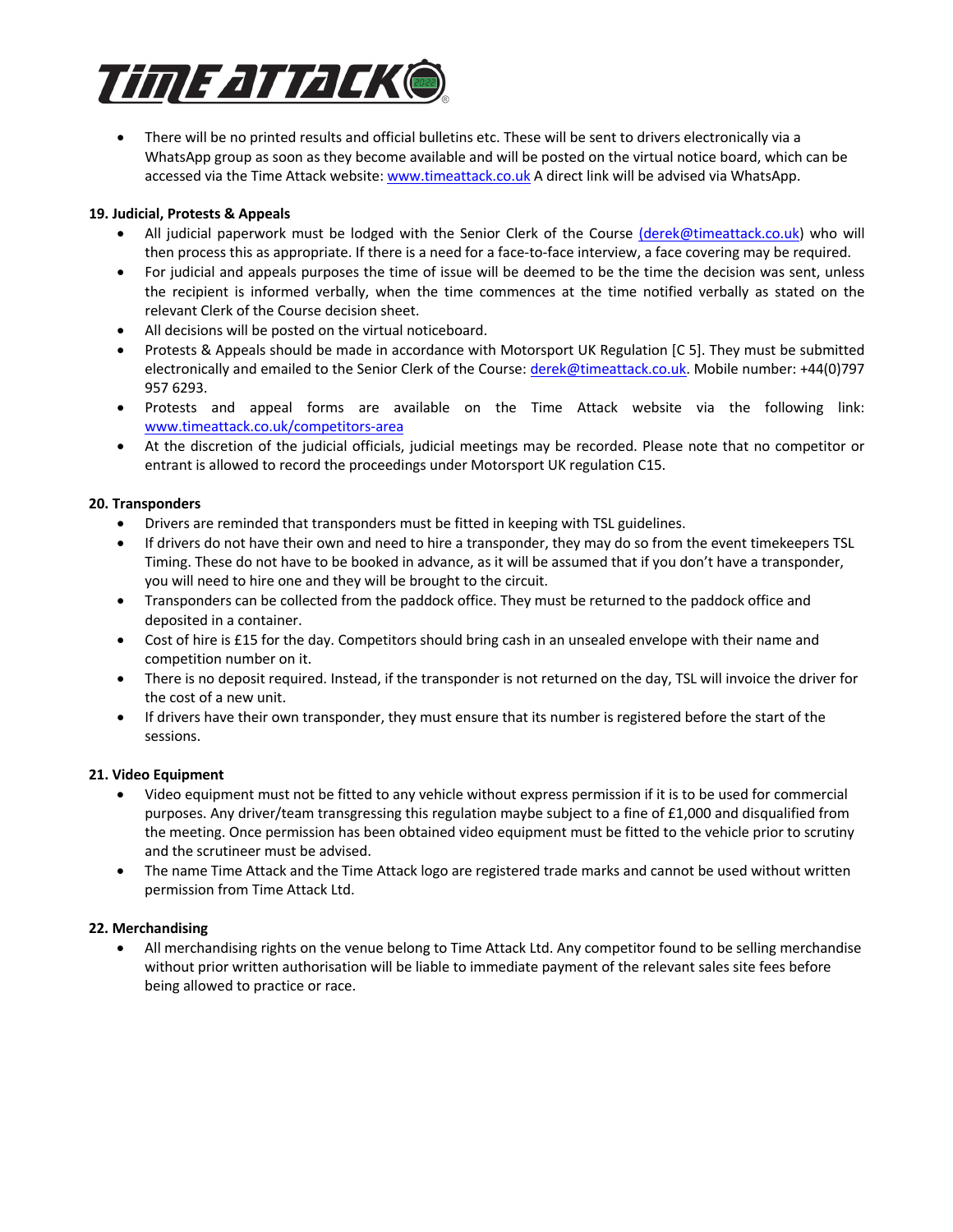- There will be no printed results and official bulletins etc. These will be sent to drivers electronically via a WhatsApp group as soon as they become available and will be posted on the virtual notice board, which can be accessed via the Time Attack website: www.timeattack.co.uk A direct link will be advised via WhatsApp.

**19. Judicial, Protests & Appeals**

- All judicial paperwork must be lodged with the Senior Clerk of the Course (derek@timeattack.co.uk) who will then process this as appropriate. If there is a need for a face-to-face interview, a face covering may be required.
- For judicial and appeals purposes the time of issue will be deemed to be the time the decision was sent, unless the recipient is informed verbally, when the time commences at the time notified verbally as stated on the relevant Clerk of the Course decision sheet.
- All decisions will be posted on the virtual noticeboard.
- Protests & Appeals should be made in accordance with Motorsport UK Regulation [C 5]. They must be submitted electronically and emailed to the Senior Clerk of the Course: derek@timeattack.co.uk. Mobile number: +44(0)797 957 6293.
- Protests and appeal forms are available on the Time Attack website via the following link: www.timeattack.co.uk/competitors-area
- At the discretion of the judicial officials, judicial meetings may be recorded. Please note that no competitor or entrant is allowed to record the proceedings under Motorsport UK regulation C15.

**20. Transponders**

- Drivers are reminded that transponders must be fitted in keeping with TSL guidelines.
- If drivers do not have their own and need to hire a transponder, they may do so from the event timekeepers TSL Timing. These do not have to be booked in advance, as it will be assumed that if you don't have a transponder, you will need to hire one and they will be brought to the circuit.
- Transponders can be collected from the paddock office. They must be returned to the paddock office and deposited in a container.
- Cost of hire is £15 for the day. Competitors should bring cash in an unsealed envelope with their name and competition number on it.
- There is no deposit required. Instead, if the transponder is not returned on the day, TSL will invoice the driver for the cost of a new unit.
- If drivers have their own transponder, they must ensure that its number is registered before the start of the sessions.

**21. Video Equipment**

- Video equipment must not be fitted to any vehicle without express permission if it is to be used for commercial purposes. Any driver/team transgressing this regulation maybe subject to a fine of £1,000 and disqualified from the meeting. Once permission has been obtained video equipment must be fitted to the vehicle prior to scrutiny and the scrutineer must be advised.
- The name Time Attack and the Time Attack logo are registered trade marks and cannot be used without written permission from Time Attack Ltd.

**22. Merchandising**

- All merchandising rights on the venue belong to Time Attack Ltd. Any competitor found to be selling merchandise without prior written authorisation will be liable to immediate payment of the relevant sales site fees before being allowed to practice or race.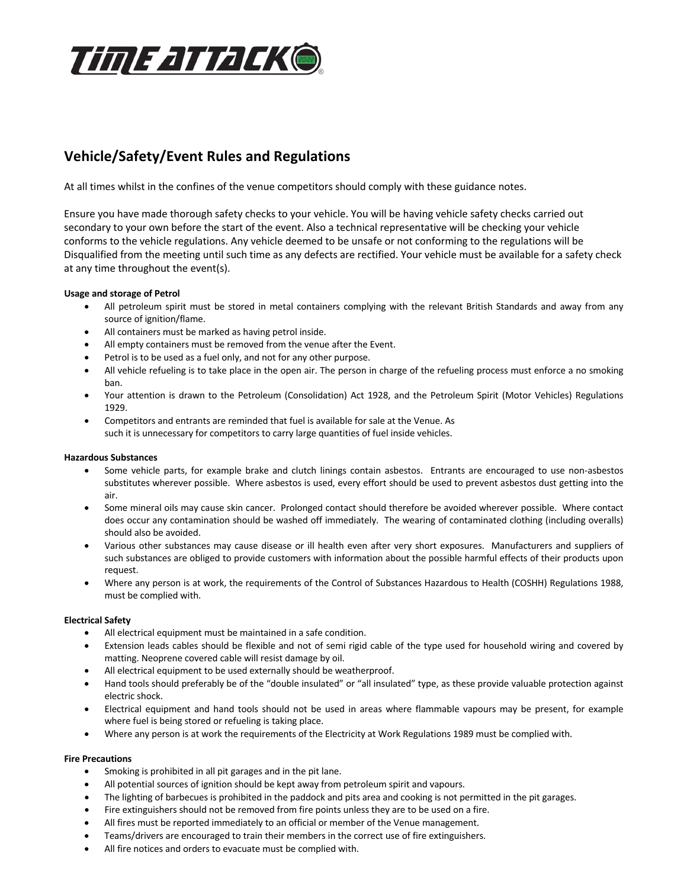## Vehicle/Safety/Event Rules and Regulations

At all times whilst in the confines of the venue competitors should comply with these guidance notes.

Ensure you have made thorough safety checks to your vehicle. You will be having vehicle safety checks carried out secondary to your own before the start of the event. Also a technical representative will be checking your vehicle conforms to the vehicle regulations. Any vehicle deemed to be unsafe or not conforming to the regulations will be Disqualified from the meeting until such time as any defects are rectified. Your vehicle must be available for a safety check at any time throughout the event(s).

**Usage and storage of Petrol**

- All petroleum spirit must be stored in metal containers complying with the relevant British Standards and away from any source of ignition/flame.
- All containers must be marked as having petrol inside.
- All empty containers must be removed from the venue after the Event.
- Petrol is to be used as a fuel only, and not for any other purpose.
- All vehicle refueling is to take place in the open air. The person in charge of the refueling process must enforce a no smoking ban.
- Your attention is drawn to the Petroleum (Consolidation) Act 1928, and the Petroleum Spirit (Motor Vehicles) Regulations 1929.
- Competitors and entrants are reminded that fuel is available for sale at the Venue. As such it is unnecessary for competitors to carry large quantities of fuel inside vehicles.

**Hazardous Substances**

- Some vehicle parts, for example brake and clutch linings contain asbestos. Entrants are encouraged to use non-asbestos substitutes wherever possible. Where asbestos is used, every effort should be used to prevent asbestos dust getting into the air.
- Some mineral oils may cause skin cancer. Prolonged contact should therefore be avoided wherever possible. Where contact does occur any contamination should be washed off immediately. The wearing of contaminated clothing (including overalls) should also be avoided.
- Various other substances may cause disease or ill health even after very short exposures. Manufacturers and suppliers of such substances are obliged to provide customers with information about the possible harmful effects of their products upon request.
- Where any person is at work, the requirements of the Control of Substances Hazardous to Health (COSHH) Regulations 1988, must be complied with.

**Electrical Safety**

- All electrical equipment must be maintained in a safe condition.
- Extension leads cables should be flexible and not of semi rigid cable of the type used for household wiring and covered by matting. Neoprene covered cable will resist damage by oil.
- All electrical equipment to be used externally should be weatherproof.
- Hand tools should preferably be of the "double insulated" or "all insulated" type, as these provide valuable protection against electric shock.
- Electrical equipment and hand tools should not be used in areas where flammable vapours may be present, for example where fuel is being stored or refueling is taking place.
- Where any person is at work the requirements of the Electricity at Work Regulations 1989 must be complied with.

**Fire Precautions**

- Smoking is prohibited in all pit garages and in the pit lane.
- All potential sources of ignition should be kept away from petroleum spirit and vapours.
- The lighting of barbecues is prohibited in the paddock and pits area and cooking is not permitted in the pit garages.
- Fire extinguishers should not be removed from fire points unless they are to be used on a fire.
- All fires must be reported immediately to an official or member of the Venue management.
- Teams/drivers are encouraged to train their members in the correct use of fire extinguishers.
- All fire notices and orders to evacuate must be complied with.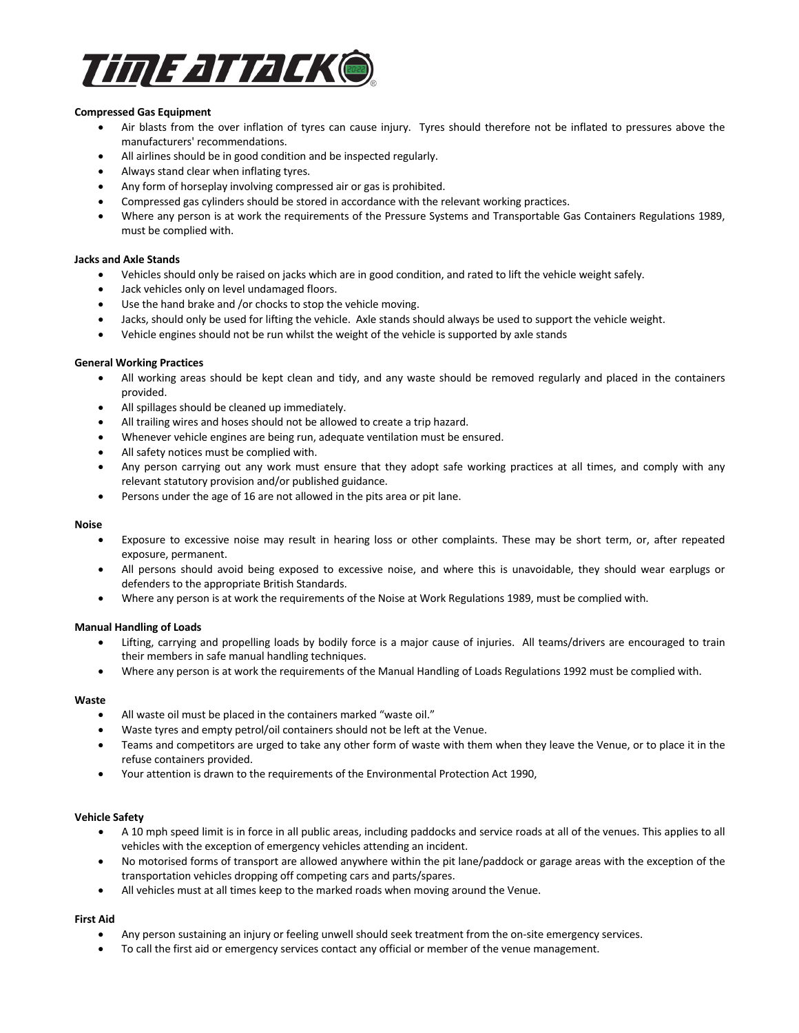**Compressed Gas Equipment**

- Air blasts from the over inflation of tyres can cause injury. Tyres should therefore not be inflated to pressures above the manufacturers' recommendations.
- All airlines should be in good condition and be inspected regularly.
- Always stand clear when inflating tyres.
- Any form of horseplay involving compressed air or gas is prohibited.
- Compressed gas cylinders should be stored in accordance with the relevant working practices.
- Where any person is at work the requirements of the Pressure Systems and Transportable Gas Containers Regulations 1989, must be complied with.

**Jacks and Axle Stands**

- Vehicles should only be raised on jacks which are in good condition, and rated to lift the vehicle weight safely.
- Jack vehicles only on level undamaged floors.
- Use the hand brake and /or chocks to stop the vehicle moving.
- Jacks, should only be used for lifting the vehicle. Axle stands should always be used to support the vehicle weight.
- Vehicle engines should not be run whilst the weight of the vehicle is supported by axle stands

**General Working Practices**

- All working areas should be kept clean and tidy, and any waste should be removed regularly and placed in the containers provided.
- All spillages should be cleaned up immediately.
- All trailing wires and hoses should not be allowed to create a trip hazard.
- Whenever vehicle engines are being run, adequate ventilation must be ensured.
- All safety notices must be complied with.
- Any person carrying out any work must ensure that they adopt safe working practices at all times, and comply with any relevant statutory provision and/or published guidance.
- Persons under the age of 16 are not allowed in the pits area or pit lane.

**Noise**

- Exposure to excessive noise may result in hearing loss or other complaints. These may be short term, or, after repeated exposure, permanent.
- All persons should avoid being exposed to excessive noise, and where this is unavoidable, they should wear earplugs or defenders to the appropriate British Standards.
- Where any person is at work the requirements of the Noise at Work Regulations 1989, must be complied with.

**Manual Handling of Loads**

- Lifting, carrying and propelling loads by bodily force is a major cause of injuries. All teams/drivers are encouraged to train their members in safe manual handling techniques.
- Where any person is at work the requirements of the Manual Handling of Loads Regulations 1992 must be complied with.

**Waste**

- All waste oil must be placed in the containers marked "waste oil."
- Waste tyres and empty petrol/oil containers should not be left at the Venue.
- Teams and competitors are urged to take any other form of waste with them when they leave the Venue, or to place it in the refuse containers provided.
- Your attention is drawn to the requirements of the Environmental Protection Act 1990,

**Vehicle Safety**

- A 10 mph speed limit is in force in all public areas, including paddocks and service roads at all of the venues. This applies to all vehicles with the exception of emergency vehicles attending an incident.
- No motorised forms of transport are allowed anywhere within the pit lane/paddock or garage areas with the exception of the transportation vehicles dropping off competing cars and parts/spares.
- All vehicles must at all times keep to the marked roads when moving around the Venue.

**First Aid**

- Any person sustaining an injury or feeling unwell should seek treatment from the on-site emergency services.
- To call the first aid or emergency services contact any official or member of the venue management.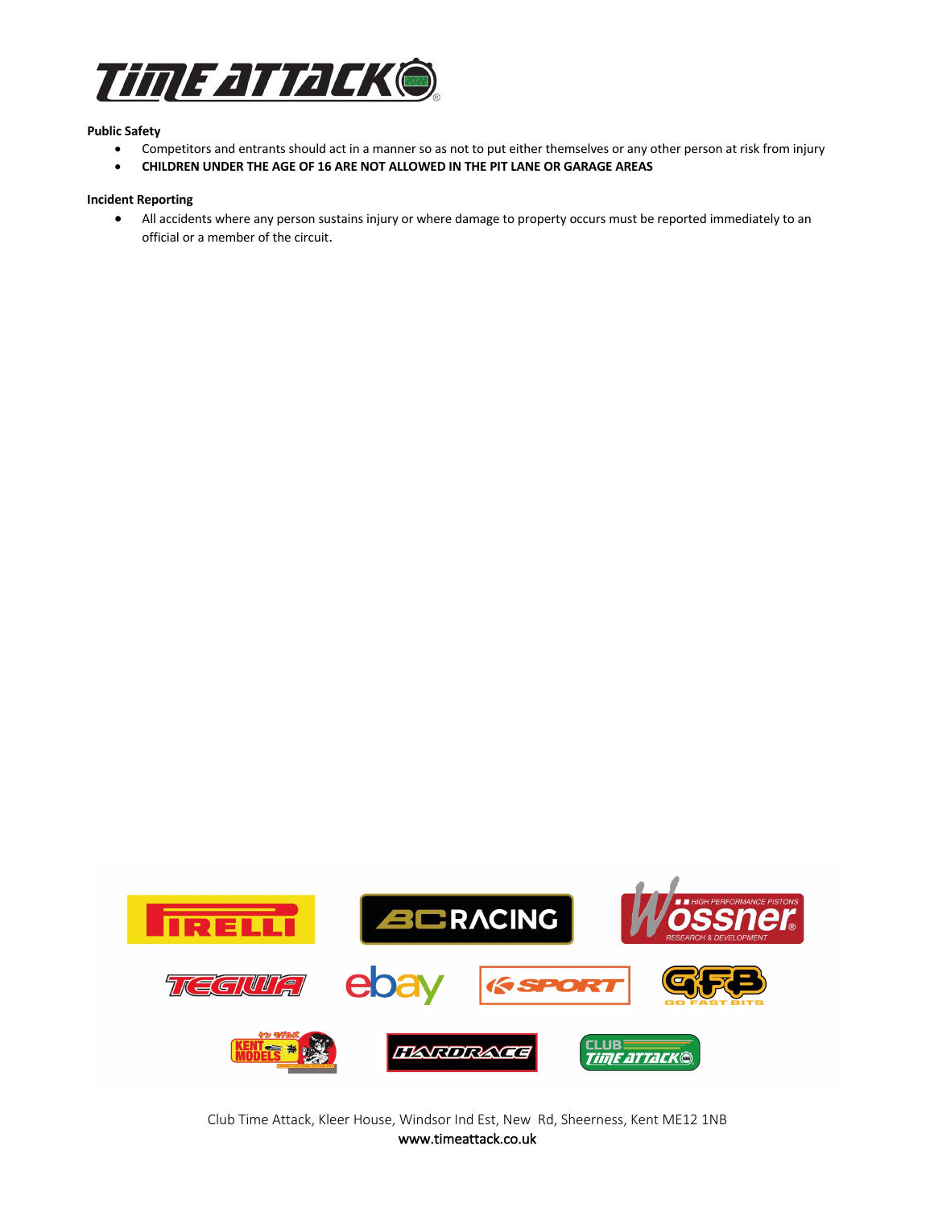**Public Safety**

- Competitors and entrants should act in a manner so as not to put either themselves or any other person at risk from injury
- **CHILDREN UNDER THE AGE OF 16 ARE NOT ALLOWED IN THE PIT LANE OR GARAGE AREAS**

**Incident Reporting**

- All accidents where any person sustains injury or where damage to property occurs must be reported immediately to an official or a member of the circuit.

Club Time Attack, Kleer House, Windsor Ind Est, New Rd, Sheerness, Kent ME12 1NB
www.timeattack.co.uk